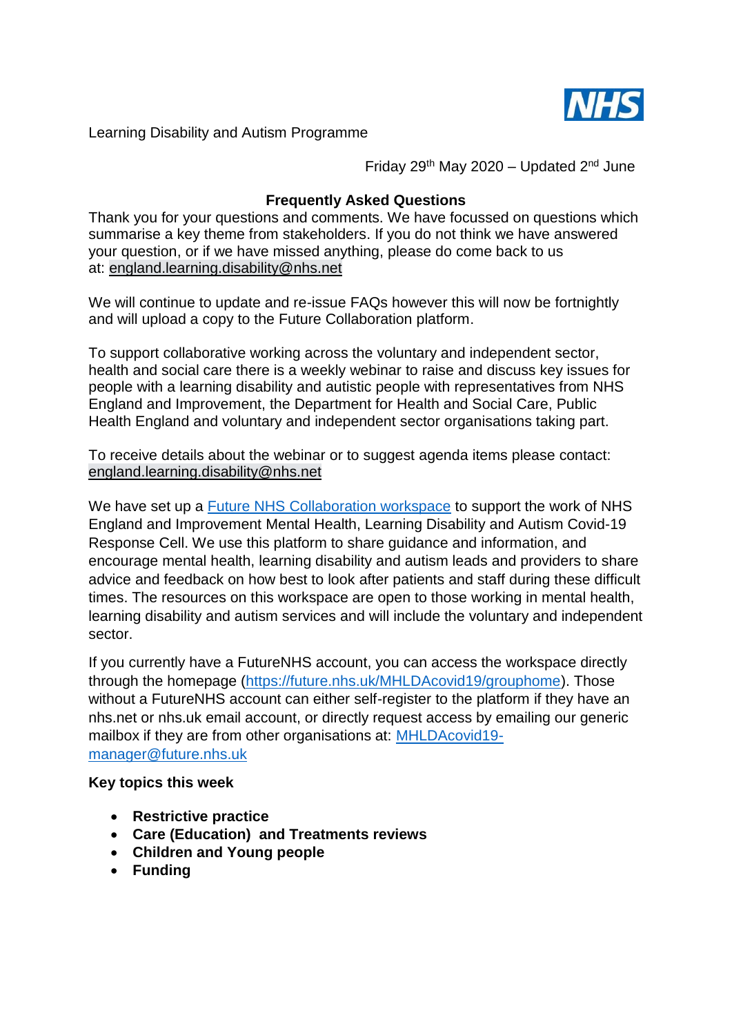Learning Disability and Autism Programme

Friday 29th May 2020 – Updated 2nd June

## Frequently Asked Questions

Thank you for your questions and comments. We have focussed on questions which summarise a key theme from stakeholders. If you do not think we have answered your question, or if we have missed anything, please do come back to us at: england.learning.disability@nhs.net

We will continue to update and re-issue FAQs however this will now be fortnightly and will upload a copy to the Future Collaboration platform.

To support collaborative working across the voluntary and independent sector, health and social care there is a weekly webinar to raise and discuss key issues for people with a learning disability and autistic people with representatives from NHS England and Improvement, the Department for Health and Social Care, Public Health England and voluntary and independent sector organisations taking part.

To receive details about the webinar or to suggest agenda items please contact: england.learning.disability@nhs.net

We have set up a Future NHS Collaboration workspace to support the work of NHS England and Improvement Mental Health, Learning Disability and Autism Covid-19 Response Cell. We use this platform to share guidance and information, and encourage mental health, learning disability and autism leads and providers to share advice and feedback on how best to look after patients and staff during these difficult times. The resources on this workspace are open to those working in mental health, learning disability and autism services and will include the voluntary and independent sector.

If you currently have a FutureNHS account, you can access the workspace directly through the homepage (https://future.nhs.uk/MHLDAcovid19/grouphome). Those without a FutureNHS account can either self-register to the platform if they have an nhs.net or nhs.uk email account, or directly request access by emailing our generic mailbox if they are from other organisations at: MHLDAcovid19-manager@future.nhs.uk

**Key topics this week**

- **Restrictive practice**
- **Care (Education) and Treatments reviews**
- **Children and Young people**
- **Funding**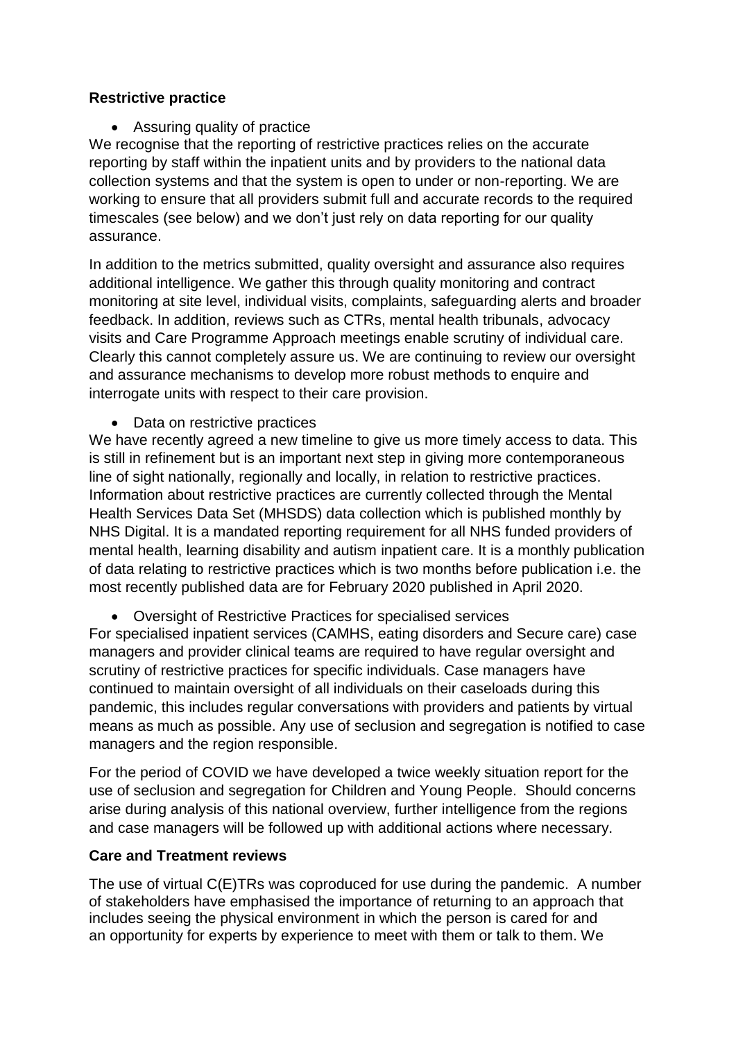**Restrictive practice**

- Assuring quality of practice

We recognise that the reporting of restrictive practices relies on the accurate reporting by staff within the inpatient units and by providers to the national data collection systems and that the system is open to under or non-reporting. We are working to ensure that all providers submit full and accurate records to the required timescales (see below) and we don't just rely on data reporting for our quality assurance.

In addition to the metrics submitted, quality oversight and assurance also requires additional intelligence. We gather this through quality monitoring and contract monitoring at site level, individual visits, complaints, safeguarding alerts and broader feedback. In addition, reviews such as CTRs, mental health tribunals, advocacy visits and Care Programme Approach meetings enable scrutiny of individual care. Clearly this cannot completely assure us. We are continuing to review our oversight and assurance mechanisms to develop more robust methods to enquire and interrogate units with respect to their care provision.

- Data on restrictive practices

We have recently agreed a new timeline to give us more timely access to data. This is still in refinement but is an important next step in giving more contemporaneous line of sight nationally, regionally and locally, in relation to restrictive practices. Information about restrictive practices are currently collected through the Mental Health Services Data Set (MHSDS) data collection which is published monthly by NHS Digital. It is a mandated reporting requirement for all NHS funded providers of mental health, learning disability and autism inpatient care. It is a monthly publication of data relating to restrictive practices which is two months before publication i.e. the most recently published data are for February 2020 published in April 2020.

- Oversight of Restrictive Practices for specialised services

For specialised inpatient services (CAMHS, eating disorders and Secure care) case managers and provider clinical teams are required to have regular oversight and scrutiny of restrictive practices for specific individuals. Case managers have continued to maintain oversight of all individuals on their caseloads during this pandemic, this includes regular conversations with providers and patients by virtual means as much as possible. Any use of seclusion and segregation is notified to case managers and the region responsible.

For the period of COVID we have developed a twice weekly situation report for the use of seclusion and segregation for Children and Young People. Should concerns arise during analysis of this national overview, further intelligence from the regions and case managers will be followed up with additional actions where necessary.

**Care and Treatment reviews**

The use of virtual C(E)TRs was coproduced for use during the pandemic. A number of stakeholders have emphasised the importance of returning to an approach that includes seeing the physical environment in which the person is cared for and an opportunity for experts by experience to meet with them or talk to them. We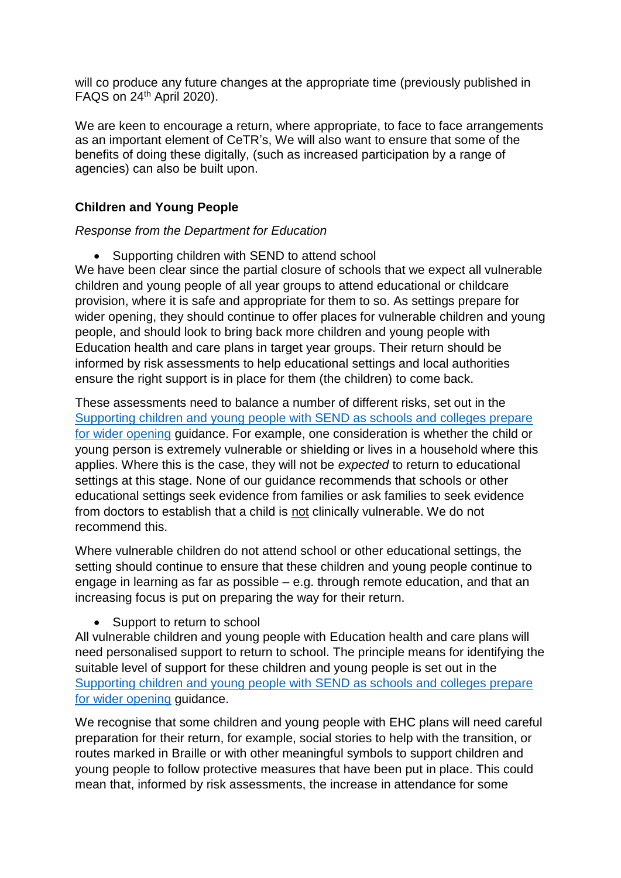will co produce any future changes at the appropriate time (previously published in FAQS on 24th April 2020).

We are keen to encourage a return, where appropriate, to face to face arrangements as an important element of CeTR's, We will also want to ensure that some of the benefits of doing these digitally, (such as increased participation by a range of agencies) can also be built upon.

**Children and Young People**

*Response from the Department for Education*

- Supporting children with SEND to attend school

We have been clear since the partial closure of schools that we expect all vulnerable children and young people of all year groups to attend educational or childcare provision, where it is safe and appropriate for them to so. As settings prepare for wider opening, they should continue to offer places for vulnerable children and young people, and should look to bring back more children and young people with Education health and care plans in target year groups. Their return should be informed by risk assessments to help educational settings and local authorities ensure the right support is in place for them (the children) to come back.

These assessments need to balance a number of different risks, set out in the Supporting children and young people with SEND as schools and colleges prepare for wider opening guidance. For example, one consideration is whether the child or young person is extremely vulnerable or shielding or lives in a household where this applies. Where this is the case, they will not be *expected* to return to educational settings at this stage. None of our guidance recommends that schools or other educational settings seek evidence from families or ask families to seek evidence from doctors to establish that a child is not clinically vulnerable. We do not recommend this.

Where vulnerable children do not attend school or other educational settings, the setting should continue to ensure that these children and young people continue to engage in learning as far as possible – e.g. through remote education, and that an increasing focus is put on preparing the way for their return.

- Support to return to school

All vulnerable children and young people with Education health and care plans will need personalised support to return to school. The principle means for identifying the suitable level of support for these children and young people is set out in the Supporting children and young people with SEND as schools and colleges prepare for wider opening guidance.

We recognise that some children and young people with EHC plans will need careful preparation for their return, for example, social stories to help with the transition, or routes marked in Braille or with other meaningful symbols to support children and young people to follow protective measures that have been put in place. This could mean that, informed by risk assessments, the increase in attendance for some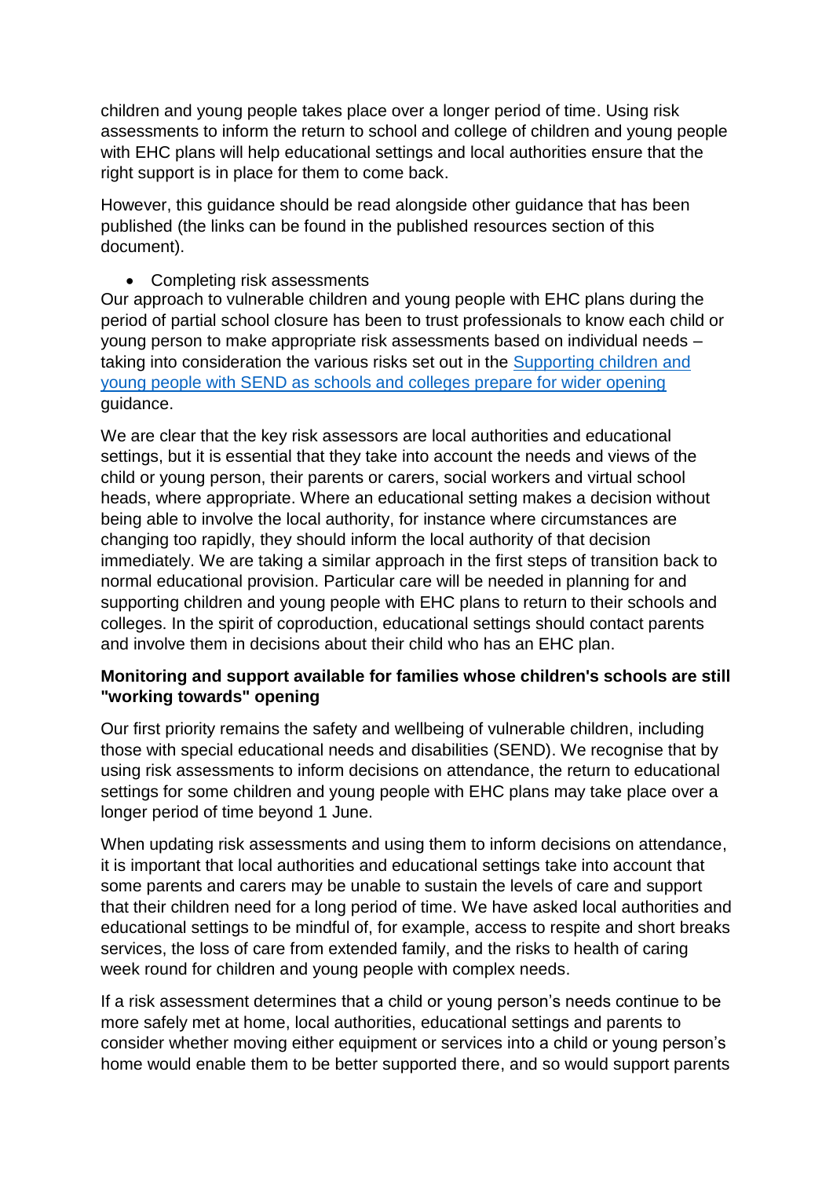children and young people takes place over a longer period of time. Using risk assessments to inform the return to school and college of children and young people with EHC plans will help educational settings and local authorities ensure that the right support is in place for them to come back.

However, this guidance should be read alongside other guidance that has been published (the links can be found in the published resources section of this document).

- Completing risk assessments

Our approach to vulnerable children and young people with EHC plans during the period of partial school closure has been to trust professionals to know each child or young person to make appropriate risk assessments based on individual needs – taking into consideration the various risks set out in the [Supporting children and young people with SEND as schools and colleges prepare for wider opening]() guidance.

We are clear that the key risk assessors are local authorities and educational settings, but it is essential that they take into account the needs and views of the child or young person, their parents or carers, social workers and virtual school heads, where appropriate. Where an educational setting makes a decision without being able to involve the local authority, for instance where circumstances are changing too rapidly, they should inform the local authority of that decision immediately. We are taking a similar approach in the first steps of transition back to normal educational provision. Particular care will be needed in planning for and supporting children and young people with EHC plans to return to their schools and colleges. In the spirit of coproduction, educational settings should contact parents and involve them in decisions about their child who has an EHC plan.

**Monitoring and support available for families whose children's schools are still "working towards" opening**

Our first priority remains the safety and wellbeing of vulnerable children, including those with special educational needs and disabilities (SEND). We recognise that by using risk assessments to inform decisions on attendance, the return to educational settings for some children and young people with EHC plans may take place over a longer period of time beyond 1 June.

When updating risk assessments and using them to inform decisions on attendance, it is important that local authorities and educational settings take into account that some parents and carers may be unable to sustain the levels of care and support that their children need for a long period of time. We have asked local authorities and educational settings to be mindful of, for example, access to respite and short breaks services, the loss of care from extended family, and the risks to health of caring week round for children and young people with complex needs.

If a risk assessment determines that a child or young person's needs continue to be more safely met at home, local authorities, educational settings and parents to consider whether moving either equipment or services into a child or young person's home would enable them to be better supported there, and so would support parents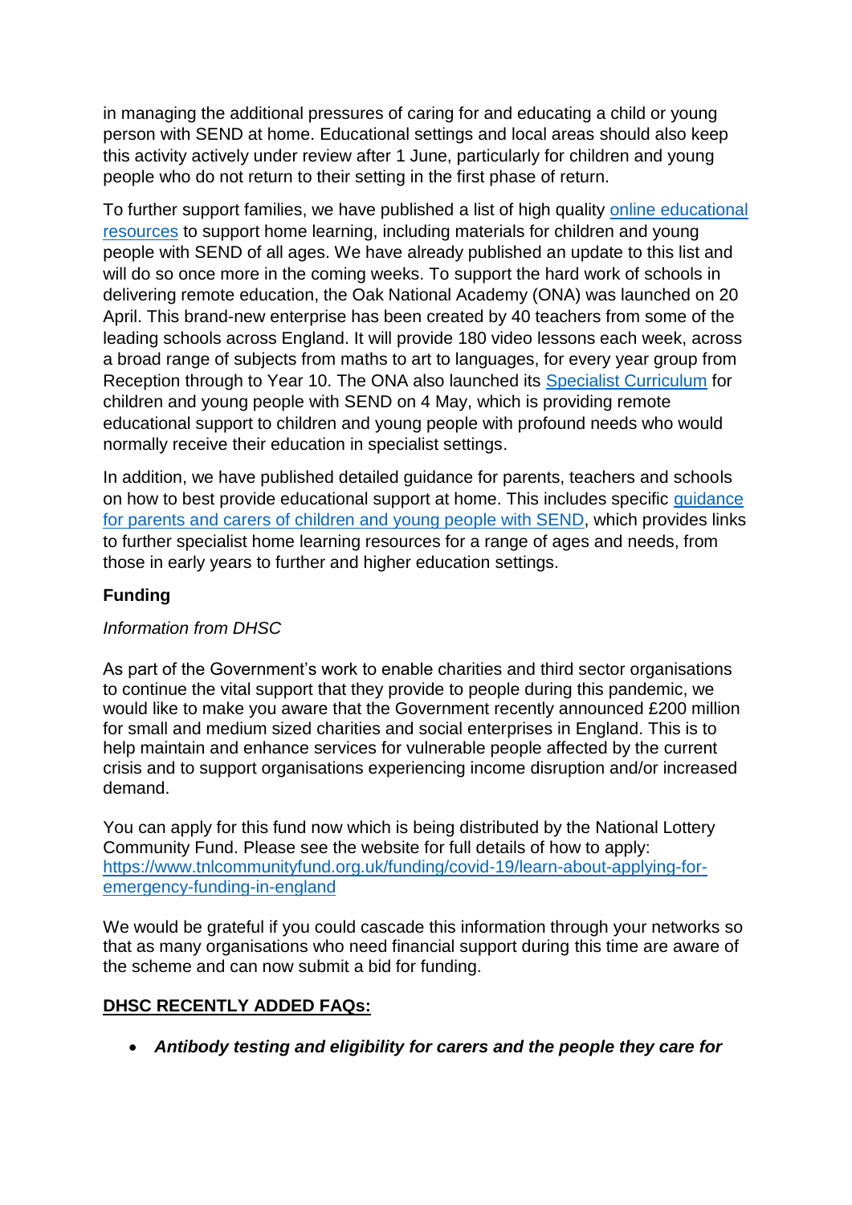in managing the additional pressures of caring for and educating a child or young person with SEND at home. Educational settings and local areas should also keep this activity actively under review after 1 June, particularly for children and young people who do not return to their setting in the first phase of return.

To further support families, we have published a list of high quality [online educational resources]() to support home learning, including materials for children and young people with SEND of all ages. We have already published an update to this list and will do so once more in the coming weeks. To support the hard work of schools in delivering remote education, the Oak National Academy (ONA) was launched on 20 April. This brand-new enterprise has been created by 40 teachers from some of the leading schools across England. It will provide 180 video lessons each week, across a broad range of subjects from maths to art to languages, for every year group from Reception through to Year 10. The ONA also launched its [Specialist Curriculum]() for children and young people with SEND on 4 May, which is providing remote educational support to children and young people with profound needs who would normally receive their education in specialist settings.

In addition, we have published detailed guidance for parents, teachers and schools on how to best provide educational support at home. This includes specific [guidance for parents and carers of children and young people with SEND](), which provides links to further specialist home learning resources for a range of ages and needs, from those in early years to further and higher education settings.

**Funding**

*Information from DHSC*

As part of the Government's work to enable charities and third sector organisations to continue the vital support that they provide to people during this pandemic, we would like to make you aware that the Government recently announced £200 million for small and medium sized charities and social enterprises in England. This is to help maintain and enhance services for vulnerable people affected by the current crisis and to support organisations experiencing income disruption and/or increased demand.

You can apply for this fund now which is being distributed by the National Lottery Community Fund. Please see the website for full details of how to apply: [https://www.tnlcommunityfund.org.uk/funding/covid-19/learn-about-applying-for-emergency-funding-in-england](https://www.tnlcommunityfund.org.uk/funding/covid-19/learn-about-applying-for-emergency-funding-in-england)

We would be grateful if you could cascade this information through your networks so that as many organisations who need financial support during this time are aware of the scheme and can now submit a bid for funding.

**DHSC RECENTLY ADDED FAQs:**

- ***Antibody testing and eligibility for carers and the people they care for***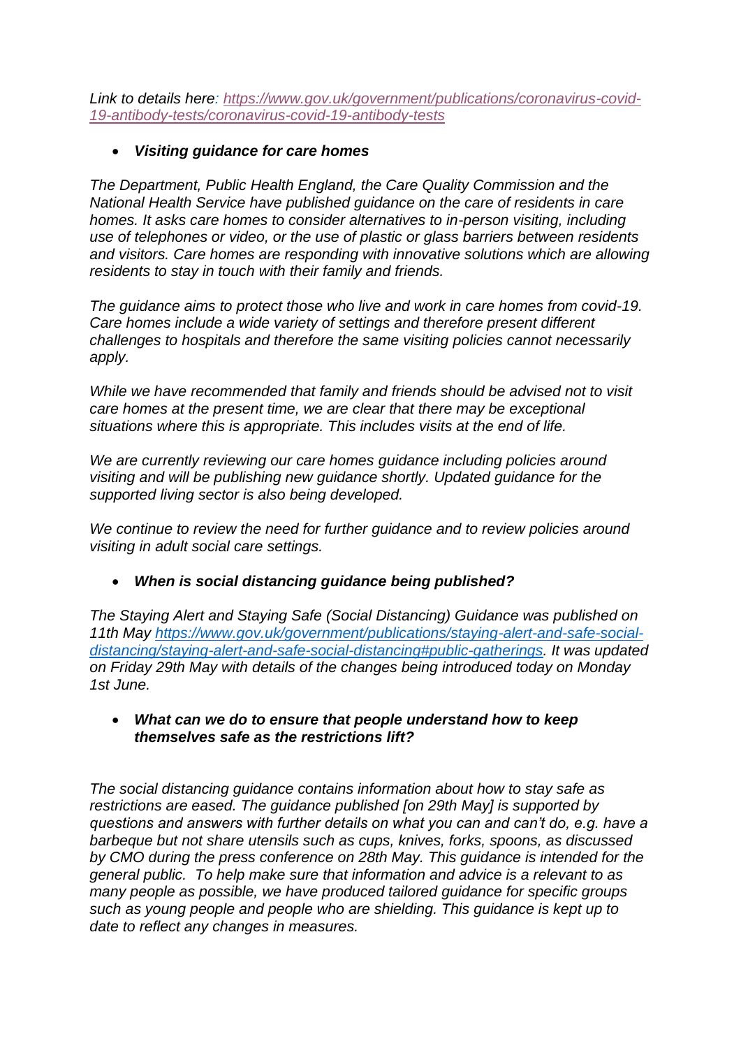*Link to details here: [https://www.gov.uk/government/publications/coronavirus-covid-19-antibody-tests/coronavirus-covid-19-antibody-tests](https://www.gov.uk/government/publications/coronavirus-covid-19-antibody-tests/coronavirus-covid-19-antibody-tests)*

- ***Visiting guidance for care homes***

*The Department, Public Health England, the Care Quality Commission and the National Health Service have published guidance on the care of residents in care homes. It asks care homes to consider alternatives to in-person visiting, including use of telephones or video, or the use of plastic or glass barriers between residents and visitors. Care homes are responding with innovative solutions which are allowing residents to stay in touch with their family and friends.*

*The guidance aims to protect those who live and work in care homes from covid-19. Care homes include a wide variety of settings and therefore present different challenges to hospitals and therefore the same visiting policies cannot necessarily apply.*

*While we have recommended that family and friends should be advised not to visit care homes at the present time, we are clear that there may be exceptional situations where this is appropriate. This includes visits at the end of life.*

*We are currently reviewing our care homes guidance including policies around visiting and will be publishing new guidance shortly. Updated guidance for the supported living sector is also being developed.*

*We continue to review the need for further guidance and to review policies around visiting in adult social care settings.*

- ***When is social distancing guidance being published?***

*The Staying Alert and Staying Safe (Social Distancing) Guidance was published on 11th May [https://www.gov.uk/government/publications/staying-alert-and-safe-social-distancing/staying-alert-and-safe-social-distancing#public-gatherings](https://www.gov.uk/government/publications/staying-alert-and-safe-social-distancing/staying-alert-and-safe-social-distancing#public-gatherings). It was updated on Friday 29th May with details of the changes being introduced today on Monday 1st June.*

- ***What can we do to ensure that people understand how to keep themselves safe as the restrictions lift?***

*The social distancing guidance contains information about how to stay safe as restrictions are eased. The guidance published [on 29th May] is supported by questions and answers with further details on what you can and can't do, e.g. have a barbeque but not share utensils such as cups, knives, forks, spoons, as discussed by CMO during the press conference on 28th May. This guidance is intended for the general public. To help make sure that information and advice is a relevant to as many people as possible, we have produced tailored guidance for specific groups such as young people and people who are shielding. This guidance is kept up to date to reflect any changes in measures.*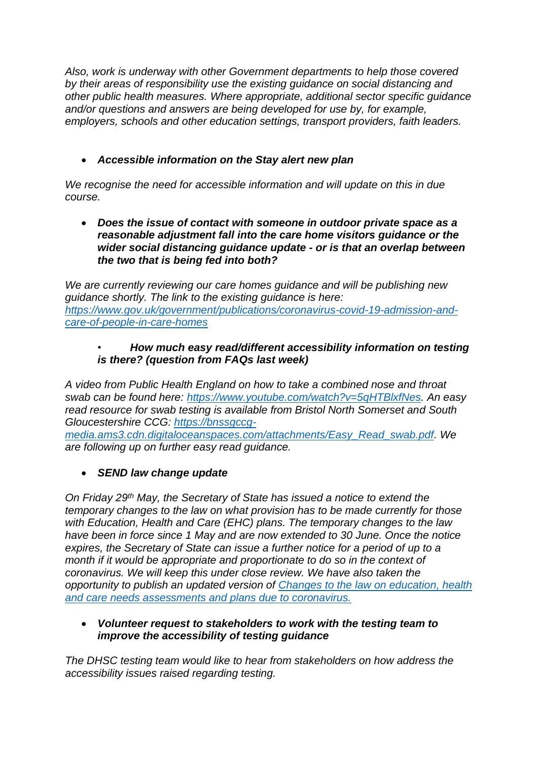*Also, work is underway with other Government departments to help those covered by their areas of responsibility use the existing guidance on social distancing and other public health measures. Where appropriate, additional sector specific guidance and/or questions and answers are being developed for use by, for example, employers, schools and other education settings, transport providers, faith leaders.*

- ***Accessible information on the Stay alert new plan***

*We recognise the need for accessible information and will update on this in due course.*

- ***Does the issue of contact with someone in outdoor private space as a reasonable adjustment fall into the care home visitors guidance or the wider social distancing guidance update - or is that an overlap between the two that is being fed into both?***

*We are currently reviewing our care homes guidance and will be publishing new guidance shortly. The link to the existing guidance is here: [https://www.gov.uk/government/publications/coronavirus-covid-19-admission-and-care-of-people-in-care-homes](https://www.gov.uk/government/publications/coronavirus-covid-19-admission-and-care-of-people-in-care-homes)*

- ***How much easy read/different accessibility information on testing is there? (question from FAQs last week)***

*A video from Public Health England on how to take a combined nose and throat swab can be found here: [https://www.youtube.com/watch?v=5qHTBlxfNes](https://www.youtube.com/watch?v=5qHTBlxfNes). An easy read resource for swab testing is available from Bristol North Somerset and South Gloucestershire CCG: [https://bnssgccg-media.ams3.cdn.digitaloceanspaces.com/attachments/Easy_Read_swab.pdf](https://bnssgccg-media.ams3.cdn.digitaloceanspaces.com/attachments/Easy_Read_swab.pdf). We are following up on further easy read guidance.*

- ***SEND law change update***

*On Friday 29th May, the Secretary of State has issued a notice to extend the temporary changes to the law on what provision has to be made currently for those with Education, Health and Care (EHC) plans. The temporary changes to the law have been in force since 1 May and are now extended to 30 June. Once the notice expires, the Secretary of State can issue a further notice for a period of up to a month if it would be appropriate and proportionate to do so in the context of coronavirus. We will keep this under close review. We have also taken the opportunity to publish an updated version of [Changes to the law on education, health and care needs assessments and plans due to coronavirus.](#)*

- ***Volunteer request to stakeholders to work with the testing team to improve the accessibility of testing guidance***

*The DHSC testing team would like to hear from stakeholders on how address the accessibility issues raised regarding testing.*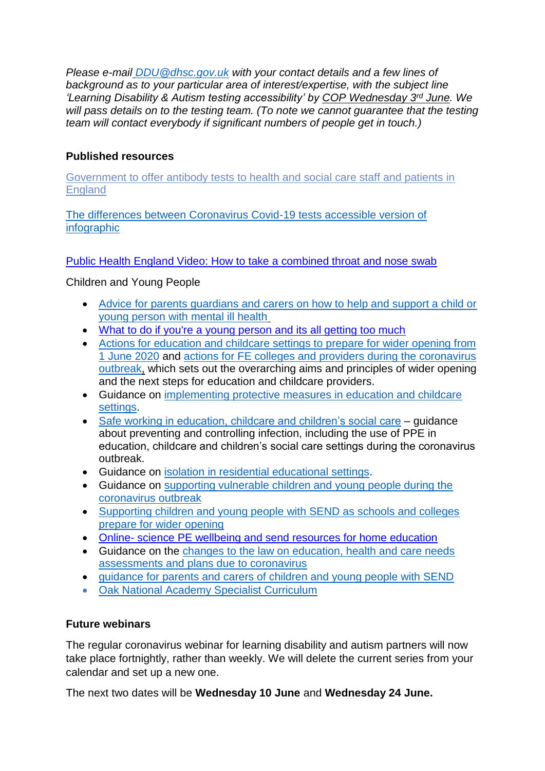*Please e-mail DDU@dhsc.gov.uk with your contact details and a few lines of background as to your particular area of interest/expertise, with the subject line 'Learning Disability & Autism testing accessibility' by COP Wednesday 3rd June. We will pass details on to the testing team. (To note we cannot guarantee that the testing team will contact everybody if significant numbers of people get in touch.)*

**Published resources**

Government to offer antibody tests to health and social care staff and patients in England

The differences between Coronavirus Covid-19 tests accessible version of infographic

Public Health England Video: How to take a combined throat and nose swab

Children and Young People

- Advice for parents guardians and carers on how to help and support a child or young person with mental ill health
- What to do if you're a young person and its all getting too much
- Actions for education and childcare settings to prepare for wider opening from 1 June 2020 and actions for FE colleges and providers during the coronavirus outbreak, which sets out the overarching aims and principles of wider opening and the next steps for education and childcare providers.
- Guidance on implementing protective measures in education and childcare settings.
- Safe working in education, childcare and children's social care – guidance about preventing and controlling infection, including the use of PPE in education, childcare and children's social care settings during the coronavirus outbreak.
- Guidance on isolation in residential educational settings.
- Guidance on supporting vulnerable children and young people during the coronavirus outbreak
- Supporting children and young people with SEND as schools and colleges prepare for wider opening
- Online- science PE wellbeing and send resources for home education
- Guidance on the changes to the law on education, health and care needs assessments and plans due to coronavirus
- guidance for parents and carers of children and young people with SEND
- Oak National Academy Specialist Curriculum

**Future webinars**

The regular coronavirus webinar for learning disability and autism partners will now take place fortnightly, rather than weekly. We will delete the current series from your calendar and set up a new one.

The next two dates will be **Wednesday 10 June** and **Wednesday 24 June.**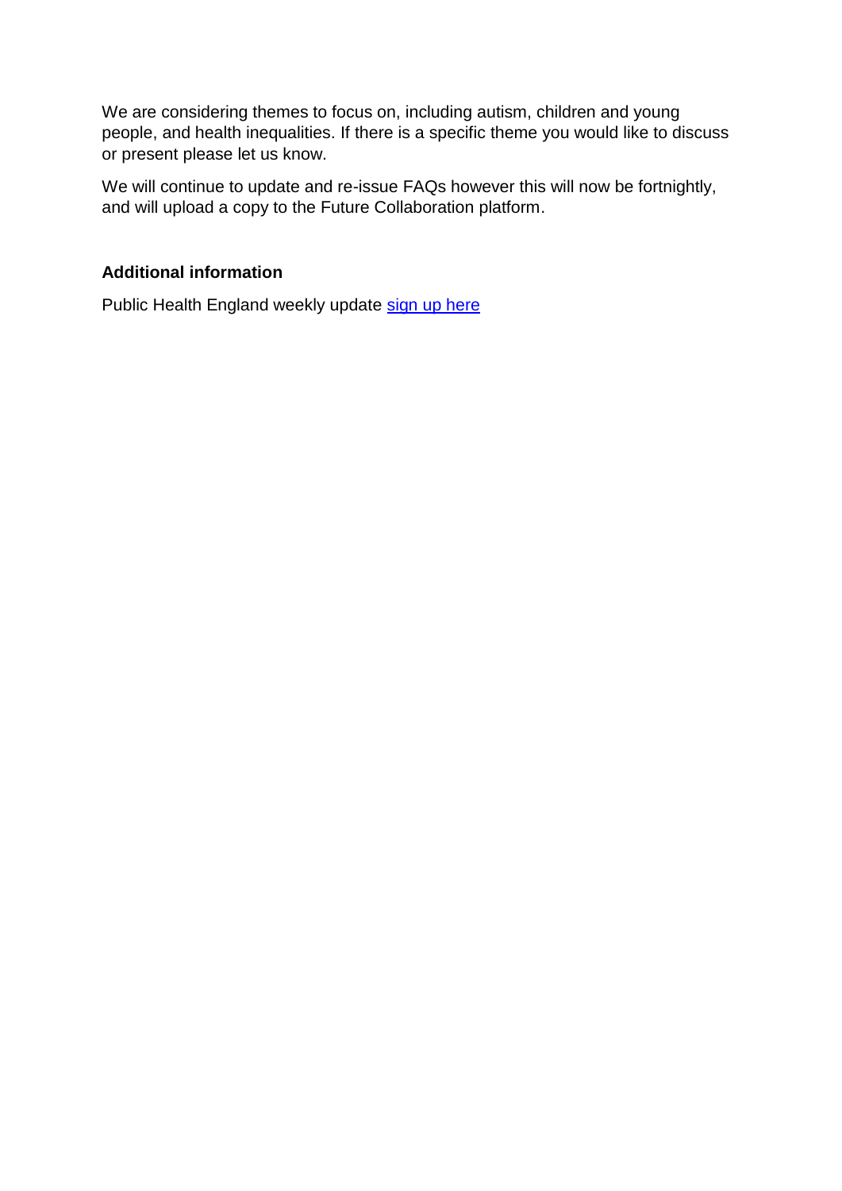We are considering themes to focus on, including autism, children and young people, and health inequalities. If there is a specific theme you would like to discuss or present please let us know.

We will continue to update and re-issue FAQs however this will now be fortnightly, and will upload a copy to the Future Collaboration platform.

## Additional information

Public Health England weekly update sign up here